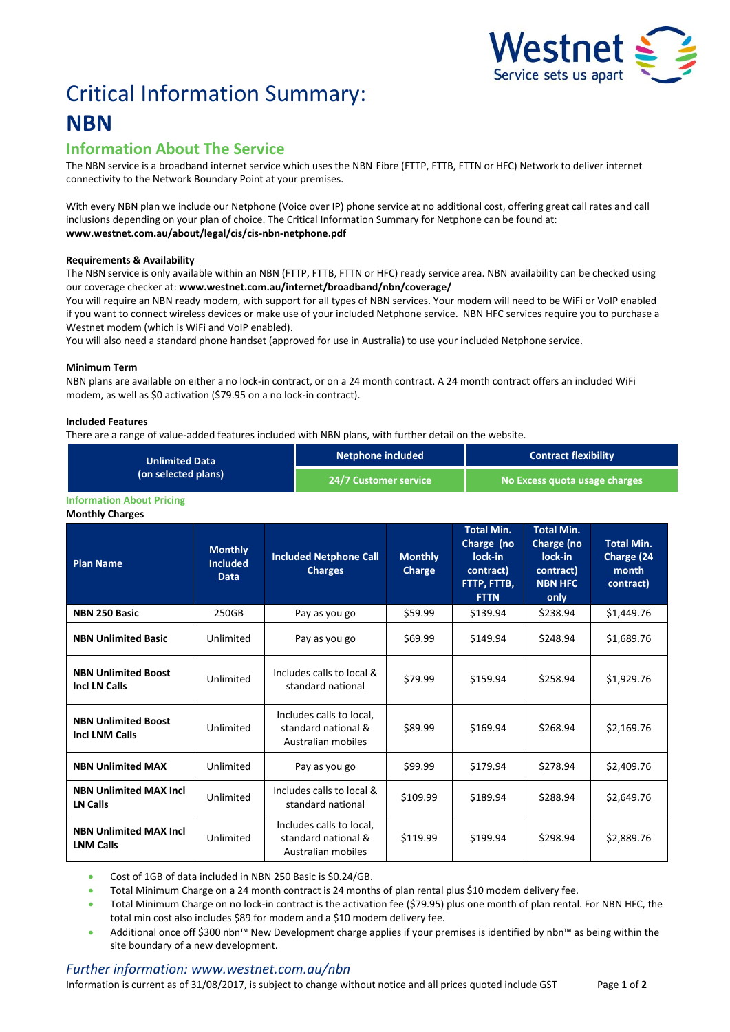# Critical Information Summary: NBN

## Information About The Service

The NBN service is a broadband internet service which uses the NBN Fibre (FTTP, FTTB, FTTN or HFC) Network to deliver internet connectivity to the Network Boundary Point at your premises.

With every NBN plan we include our Netphone (Voice over IP) phone service at no additional cost, offering great call rates and call inclusions depending on your plan of choice. The Critical Information Summary for Netphone can be found at: **www.westnet.com.au/about/legal/cis/cis-nbn-netphone.pdf**

### Requirements & Availability

The NBN service is only available within an NBN (FTTP, FTTB, FTTN or HFC) ready service area. NBN availability can be checked using our coverage checker at: **www.westnet.com.au/internet/broadband/nbn/coverage/**

You will require an NBN ready modem, with support for all types of NBN services. Your modem will need to be WiFi or VoIP enabled if you want to connect wireless devices or make use of your included Netphone service. NBN HFC services require you to purchase a Westnet modem (which is WiFi and VoIP enabled).

You will also need a standard phone handset (approved for use in Australia) to use your included Netphone service.

### Minimum Term

NBN plans are available on either a no lock-in contract, or on a 24 month contract. A 24 month contract offers an included WiFi modem, as well as $0 activation ($79.95 on a no lock-in contract).

### Included Features

There are a range of value-added features included with NBN plans, with further detail on the website.

| Unlimited Data (on selected plans) | Netphone included | Contract flexibility |
|---|---|---|
| | 24/7 Customer service | No Excess quota usage charges |

## Information About Pricing

**Monthly Charges**

| Plan Name | Monthly Included Data | Included Netphone Call Charges | Monthly Charge | Total Min. Charge (no lock-in contract) FTTP, FTTB, FTTN | Total Min. Charge (no lock-in contract) NBN HFC only | Total Min. Charge (24 month contract) |
|---|---|---|---|---|---|---|
| **NBN 250 Basic** | 250GB | Pay as you go | $59.99 | $139.94 | $238.94 | $1,449.76 |
| **NBN Unlimited Basic** | Unlimited | Pay as you go | $69.99 | $149.94 | $248.94 | $1,689.76 |
| **NBN Unlimited Boost Incl LN Calls** | Unlimited | Includes calls to local & standard national | $79.99 | $159.94 | $258.94 | $1,929.76 |
| **NBN Unlimited Boost Incl LNM Calls** | Unlimited | Includes calls to local, standard national & Australian mobiles | $89.99 | $169.94 | $268.94 | $2,169.76 |
| **NBN Unlimited MAX** | Unlimited | Pay as you go | $99.99 | $179.94 | $278.94 | $2,409.76 |
| **NBN Unlimited MAX Incl LN Calls** | Unlimited | Includes calls to local & standard national | $109.99 | $189.94 | $288.94 | $2,649.76 |
| **NBN Unlimited MAX Incl LNM Calls** | Unlimited | Includes calls to local, standard national & Australian mobiles | $119.99 | $199.94 | $298.94 | $2,889.76 |

- Cost of 1GB of data included in NBN 250 Basic is $0.24/GB.
- Total Minimum Charge on a 24 month contract is 24 months of plan rental plus $10 modem delivery fee.
- Total Minimum Charge on no lock-in contract is the activation fee ($79.95) plus one month of plan rental. For NBN HFC, the total min cost also includes $89 for modem and a $10 modem delivery fee.
- Additional once off $300 nbn™ New Development charge applies if your premises is identified by nbn™ as being within the site boundary of a new development.

*Further information: www.westnet.com.au/nbn*

Information is current as of 31/08/2017, is subject to change without notice and all prices quoted include GST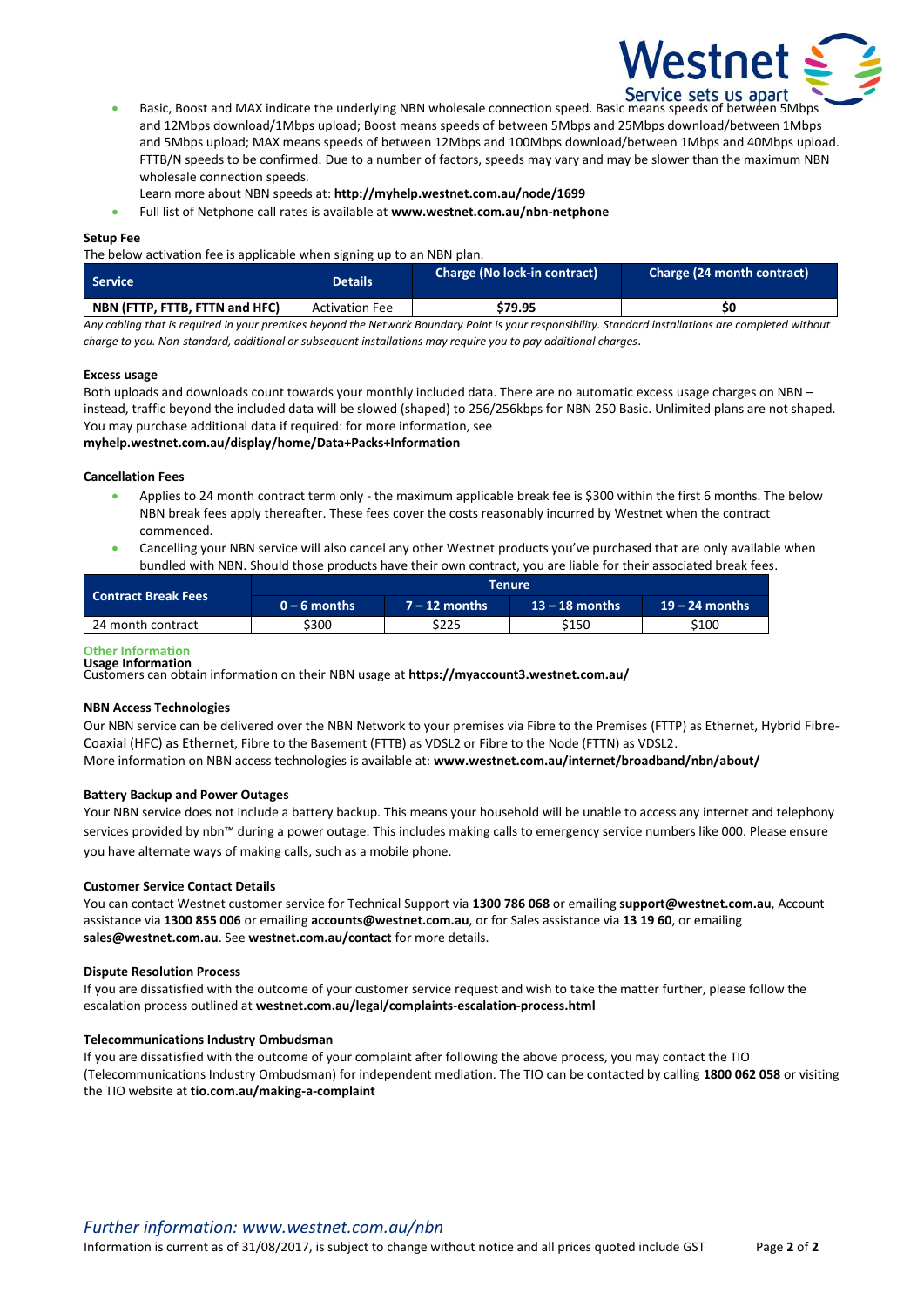- Basic, Boost and MAX indicate the underlying NBN wholesale connection speed. Basic means speeds of between 5Mbps and 12Mbps download/1Mbps upload; Boost means speeds of between 5Mbps and 25Mbps download/between 1Mbps and 5Mbps upload; MAX means speeds of between 12Mbps and 100Mbps download/between 1Mbps and 40Mbps upload. FTTB/N speeds to be confirmed. Due to a number of factors, speeds may vary and may be slower than the maximum NBN wholesale connection speeds.
  Learn more about NBN speeds at: **http://myhelp.westnet.com.au/node/1699**
- Full list of Netphone call rates is available at **www.westnet.com.au/nbn-netphone**

### Setup Fee

The below activation fee is applicable when signing up to an NBN plan.

| Service | Details | Charge (No lock-in contract) | Charge (24 month contract) |
|---|---|---|---|
| **NBN (FTTP, FTTB, FTTN and HFC)** | Activation Fee | **$79.95** | **$0** |

*Any cabling that is required in your premises beyond the Network Boundary Point is your responsibility. Standard installations are completed without charge to you. Non-standard, additional or subsequent installations may require you to pay additional charges.*

### Excess usage

Both uploads and downloads count towards your monthly included data. There are no automatic excess usage charges on NBN – instead, traffic beyond the included data will be slowed (shaped) to 256/256kbps for NBN 250 Basic. Unlimited plans are not shaped. You may purchase additional data if required: for more information, see
**myhelp.westnet.com.au/display/home/Data+Packs+Information**

### Cancellation Fees

- Applies to 24 month contract term only - the maximum applicable break fee is $300 within the first 6 months. The below NBN break fees apply thereafter. These fees cover the costs reasonably incurred by Westnet when the contract commenced.
- Cancelling your NBN service will also cancel any other Westnet products you've purchased that are only available when bundled with NBN. Should those products have their own contract, you are liable for their associated break fees.

| Contract Break Fees | Tenure | | | |
|---|---|---|---|---|
| | 0 – 6 months | 7 – 12 months | 13 – 18 months | 19 – 24 months |
| 24 month contract | $300 | $225 | $150 | $100 |

## Other Information

### Usage Information

Customers can obtain information on their NBN usage at **https://myaccount3.westnet.com.au/**

### NBN Access Technologies

Our NBN service can be delivered over the NBN Network to your premises via Fibre to the Premises (FTTP) as Ethernet, Hybrid Fibre-Coaxial (HFC) as Ethernet, Fibre to the Basement (FTTB) as VDSL2 or Fibre to the Node (FTTN) as VDSL2.
More information on NBN access technologies is available at: **www.westnet.com.au/internet/broadband/nbn/about/**

### Battery Backup and Power Outages

Your NBN service does not include a battery backup. This means your household will be unable to access any internet and telephony services provided by nbn™ during a power outage. This includes making calls to emergency service numbers like 000. Please ensure you have alternate ways of making calls, such as a mobile phone.

### Customer Service Contact Details

You can contact Westnet customer service for Technical Support via **1300 786 068** or emailing **support@westnet.com.au**, Account assistance via **1300 855 006** or emailing **accounts@westnet.com.au**, or for Sales assistance via **13 19 60**, or emailing **sales@westnet.com.au**. See **westnet.com.au/contact** for more details.

### Dispute Resolution Process

If you are dissatisfied with the outcome of your customer service request and wish to take the matter further, please follow the escalation process outlined at **westnet.com.au/legal/complaints-escalation-process.html**

### Telecommunications Industry Ombudsman

If you are dissatisfied with the outcome of your complaint after following the above process, you may contact the TIO (Telecommunications Industry Ombudsman) for independent mediation. The TIO can be contacted by calling **1800 062 058** or visiting the TIO website at **tio.com.au/making-a-complaint**

*Further information: www.westnet.com.au/nbn*

Information is current as of 31/08/2017, is subject to change without notice and all prices quoted include GST